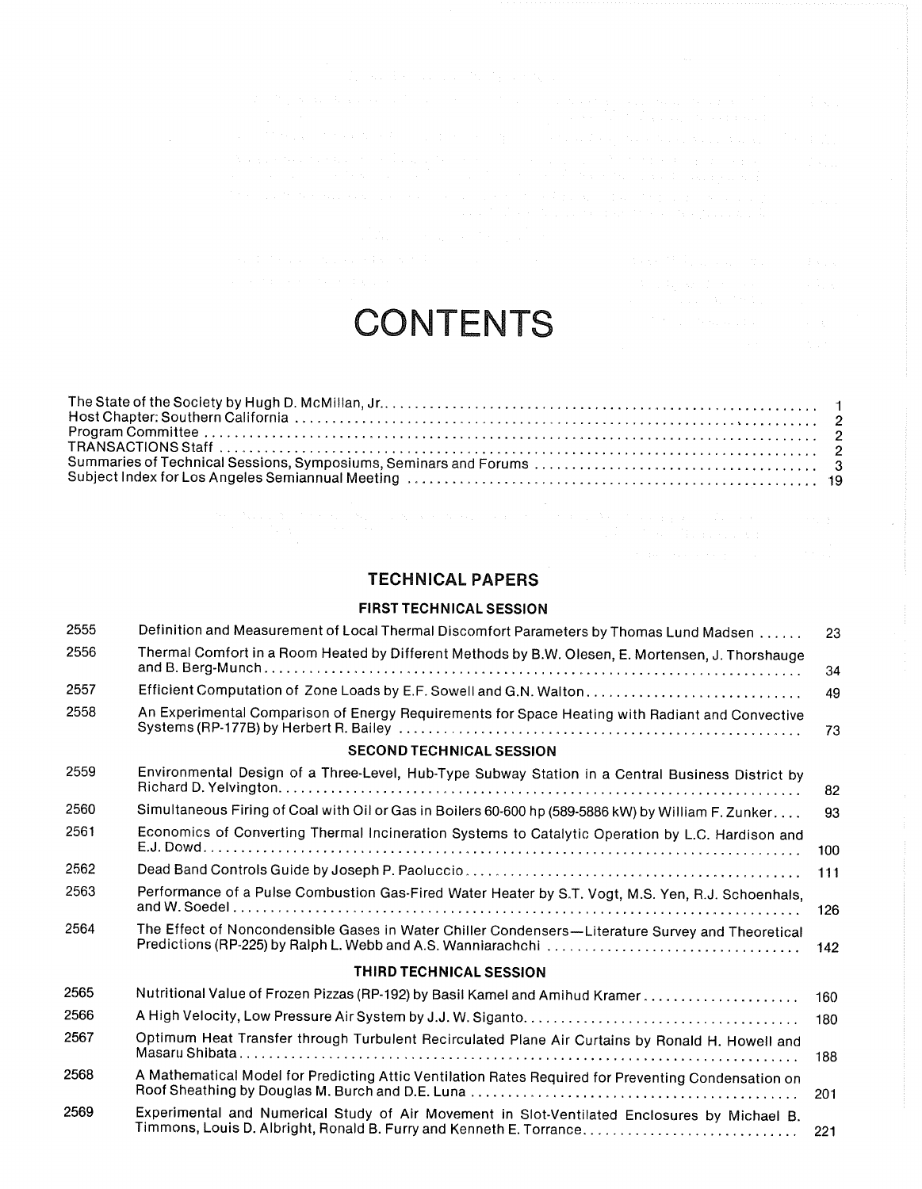# CONTENTS

| | |
|---|---|
| The State of the Society by Hugh D. McMillan, Jr. | 1 |
| Host Chapter: Southern California | 2 |
| Program Committee | 2 |
| TRANSACTIONS Staff | 2 |
| Summaries of Technical Sessions, Symposiums, Seminars and Forums | 3 |
| Subject Index for Los Angeles Semiannual Meeting | 19 |

## TECHNICAL PAPERS

### FIRST TECHNICAL SESSION

| | | |
|---|---|---|
| 2555 | Definition and Measurement of Local Thermal Discomfort Parameters by Thomas Lund Madsen | 23 |
| 2556 | Thermal Comfort in a Room Heated by Different Methods by B.W. Olesen, E. Mortensen, J. Thorshauge and B. Berg-Munch | 34 |
| 2557 | Efficient Computation of Zone Loads by E.F. Sowell and G.N. Walton | 49 |
| 2558 | An Experimental Comparison of Energy Requirements for Space Heating with Radiant and Convective Systems (RP-177B) by Herbert R. Bailey | 73 |

### SECOND TECHNICAL SESSION

| | | |
|---|---|---|
| 2559 | Environmental Design of a Three-Level, Hub-Type Subway Station in a Central Business District by Richard D. Yelvington | 82 |
| 2560 | Simultaneous Firing of Coal with Oil or Gas in Boilers 60-600 hp (589-5886 kW) by William F. Zunker | 93 |
| 2561 | Economics of Converting Thermal Incineration Systems to Catalytic Operation by L.C. Hardison and E.J. Dowd | 100 |
| 2562 | Dead Band Controls Guide by Joseph P. Paoluccio | 111 |
| 2563 | Performance of a Pulse Combustion Gas-Fired Water Heater by S.T. Vogt, M.S. Yen, R.J. Schoenhals, and W. Soedel | 126 |
| 2564 | The Effect of Noncondensible Gases in Water Chiller Condensers—Literature Survey and Theoretical Predictions (RP-225) by Ralph L. Webb and A.S. Wanniarachchi | 142 |

### THIRD TECHNICAL SESSION

| | | |
|---|---|---|
| 2565 | Nutritional Value of Frozen Pizzas (RP-192) by Basil Kamel and Amihud Kramer | 160 |
| 2566 | A High Velocity, Low Pressure Air System by J.J. W. Siganto | 180 |
| 2567 | Optimum Heat Transfer through Turbulent Recirculated Plane Air Curtains by Ronald H. Howell and Masaru Shibata | 188 |
| 2568 | A Mathematical Model for Predicting Attic Ventilation Rates Required for Preventing Condensation on Roof Sheathing by Douglas M. Burch and D.E. Luna | 201 |
| 2569 | Experimental and Numerical Study of Air Movement in Slot-Ventilated Enclosures by Michael B. Timmons, Louis D. Albright, Ronald B. Furry and Kenneth E. Torrance | 221 |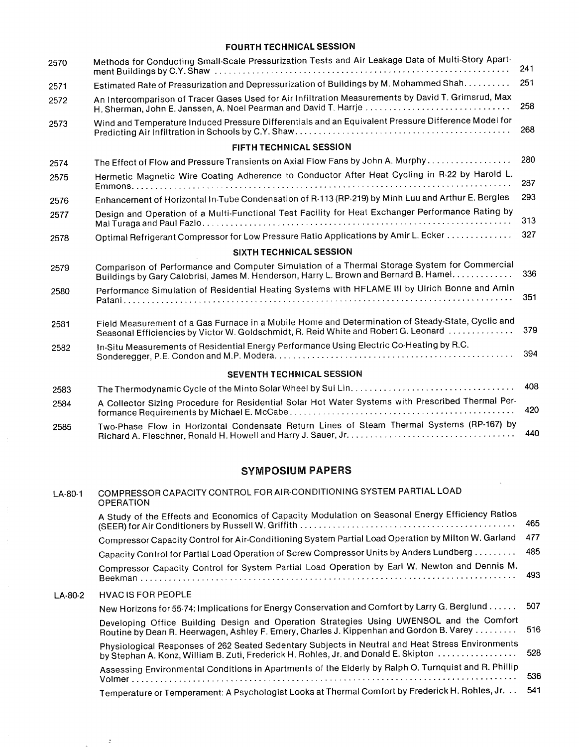### FOURTH TECHNICAL SESSION

| | | |
|---|---|---|
| 2570 | Methods for Conducting Small-Scale Pressurization Tests and Air Leakage Data of Multi-Story Apartment Buildings by C.Y. Shaw | 241 |
| 2571 | Estimated Rate of Pressurization and Depressurization of Buildings by M. Mohammed Shah | 251 |
| 2572 | An Intercomparison of Tracer Gases Used for Air Infiltration Measurements by David T. Grimsrud, Max H. Sherman, John E. Janssen, A. Noel Pearman and David T. Harrje | 258 |
| 2573 | Wind and Temperature Induced Pressure Differentials and an Equivalent Pressure Difference Model for Predicting Air Infiltration in Schools by C.Y. Shaw | 268 |

### FIFTH TECHNICAL SESSION

| | | |
|---|---|---|
| 2574 | The Effect of Flow and Pressure Transients on Axial Flow Fans by John A. Murphy | 280 |
| 2575 | Hermetic Magnetic Wire Coating Adherence to Conductor After Heat Cycling in R-22 by Harold L. Emmons | 287 |
| 2576 | Enhancement of Horizontal In-Tube Condensation of R-113 (RP-219) by Minh Luu and Arthur E. Bergles | 293 |
| 2577 | Design and Operation of a Multi-Functional Test Facility for Heat Exchanger Performance Rating by Mal Turaga and Paul Fazio | 313 |
| 2578 | Optimal Refrigerant Compressor for Low Pressure Ratio Applications by Amir L. Ecker | 327 |

### SIXTH TECHNICAL SESSION

| | | |
|---|---|---|
| 2579 | Comparison of Performance and Computer Simulation of a Thermal Storage System for Commercial Buildings by Gary Calobrisi, James M. Henderson, Harry L. Brown and Bernard B. Hamel | 336 |
| 2580 | Performance Simulation of Residential Heating Systems with HFLAME III by Ulrich Bonne and Amin Patani | 351 |
| 2581 | Field Measurement of a Gas Furnace in a Mobile Home and Determination of Steady-State, Cyclic and Seasonal Efficiencies by Victor W. Goldschmidt, R. Reid White and Robert G. Leonard | 379 |
| 2582 | In-Situ Measurements of Residential Energy Performance Using Electric Co-Heating by R.C. Sonderegger, P.E. Condon and M.P. Modera | 394 |

### SEVENTH TECHNICAL SESSION

| | | |
|---|---|---|
| 2583 | The Thermodynamic Cycle of the Minto Solar Wheel by Sui Lin | 408 |
| 2584 | A Collector Sizing Procedure for Residential Solar Hot Water Systems with Prescribed Thermal Performance Requirements by Michael E. McCabe | 420 |
| 2585 | Two-Phase Flow in Horizontal Condensate Return Lines of Steam Thermal Systems (RP-167) by Richard A. Fleschner, Ronald H. Howell and Harry J. Sauer, Jr. | 440 |

## SYMPOSIUM PAPERS

| | | |
|---|---|---|
| LA-80-1 | COMPRESSOR CAPACITY CONTROL FOR AIR-CONDITIONING SYSTEM PARTIAL LOAD OPERATION | |
| | A Study of the Effects and Economics of Capacity Modulation on Seasonal Energy Efficiency Ratios (SEER) for Air Conditioners by Russell W. Griffith | 465 |
| | Compressor Capacity Control for Air-Conditioning System Partial Load Operation by Milton W. Garland | 477 |
| | Capacity Control for Partial Load Operation of Screw Compressor Units by Anders Lundberg | 485 |
| | Compressor Capacity Control for System Partial Load Operation by Earl W. Newton and Dennis M. Beekman | 493 |
| LA-80-2 | HVAC IS FOR PEOPLE | |
| | New Horizons for 55-74: Implications for Energy Conservation and Comfort by Larry G. Berglund | 507 |
| | Developing Office Building Design and Operation Strategies Using UWENSOL and the Comfort Routine by Dean R. Heerwagen, Ashley F. Emery, Charles J. Kippenhan and Gordon B. Varey | 516 |
| | Physiological Responses of 262 Seated Sedentary Subjects in Neutral and Heat Stress Environments by Stephan A. Konz, William B. Zuti, Frederick H. Rohles, Jr. and Donald E. Skipton | 528 |
| | Assessing Environmental Conditions in Apartments of the Elderly by Ralph O. Turnquist and R. Phillip Volmer | 536 |
| | Temperature or Temperament: A Psychologist Looks at Thermal Comfort by Frederick H. Rohles, Jr. | 541 |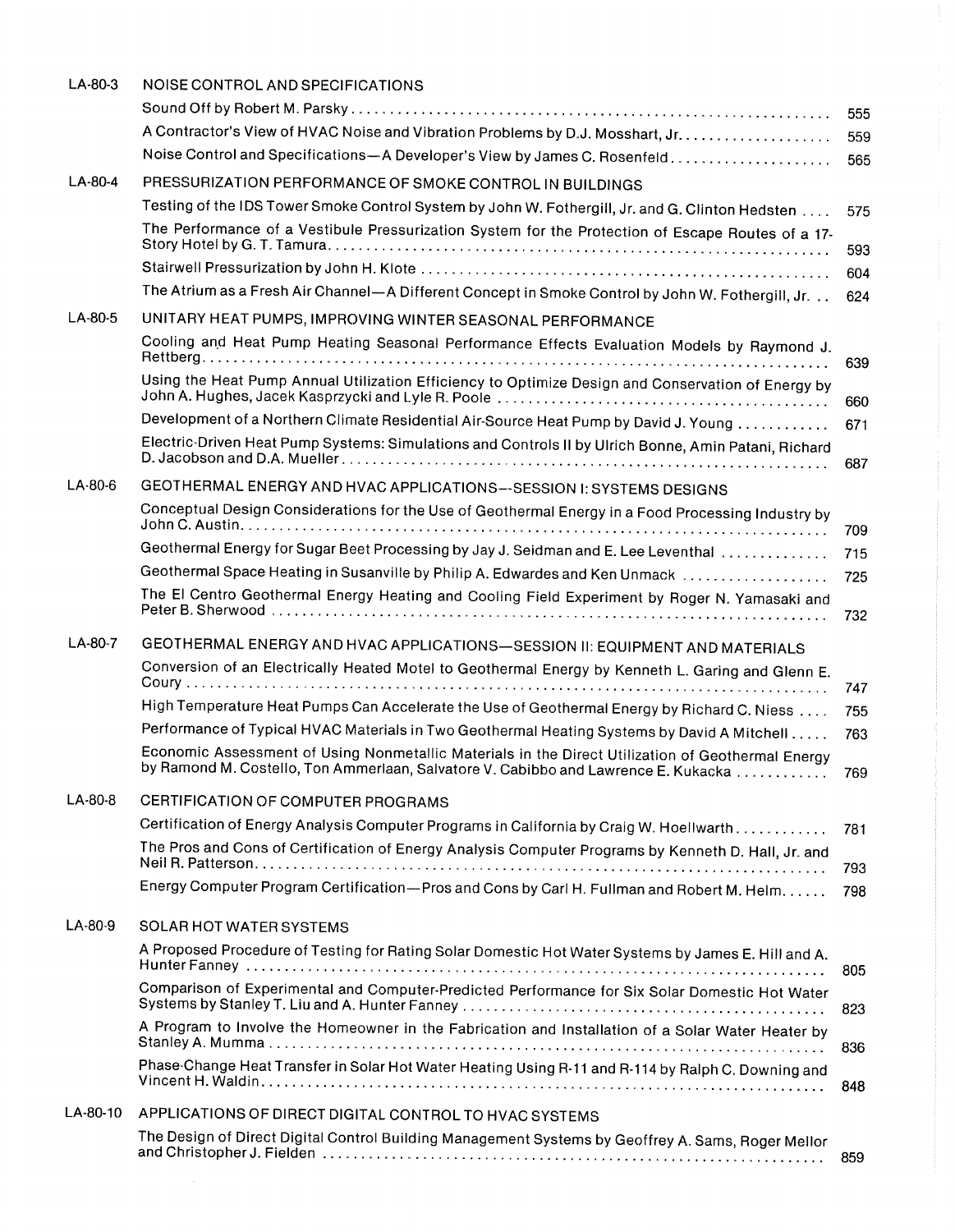**LA-80-3 NOISE CONTROL AND SPECIFICATIONS**

- Sound Off by Robert M. Parsky .......... 555
- A Contractor's View of HVAC Noise and Vibration Problems by D.J. Mosshart, Jr. .......... 559
- Noise Control and Specifications—A Developer's View by James C. Rosenfeld .......... 565

**LA-80-4 PRESSURIZATION PERFORMANCE OF SMOKE CONTROL IN BUILDINGS**

- Testing of the IDS Tower Smoke Control System by John W. Fothergill, Jr. and G. Clinton Hedsten .......... 575
- The Performance of a Vestibule Pressurization System for the Protection of Escape Routes of a 17-Story Hotel by G. T. Tamura .......... 593
- Stairwell Pressurization by John H. Klote .......... 604
- The Atrium as a Fresh Air Channel—A Different Concept in Smoke Control by John W. Fothergill, Jr. .......... 624

**LA-80-5 UNITARY HEAT PUMPS, IMPROVING WINTER SEASONAL PERFORMANCE**

- Cooling and Heat Pump Heating Seasonal Performance Effects Evaluation Models by Raymond J. Rettberg .......... 639
- Using the Heat Pump Annual Utilization Efficiency to Optimize Design and Conservation of Energy by John A. Hughes, Jacek Kasprzycki and Lyle R. Poole .......... 660
- Development of a Northern Climate Residential Air-Source Heat Pump by David J. Young .......... 671
- Electric-Driven Heat Pump Systems: Simulations and Controls II by Ulrich Bonne, Amin Patani, Richard D. Jacobson and D.A. Mueller .......... 687

**LA-80-6 GEOTHERMAL ENERGY AND HVAC APPLICATIONS—SESSION I: SYSTEMS DESIGNS**

- Conceptual Design Considerations for the Use of Geothermal Energy in a Food Processing Industry by John C. Austin .......... 709
- Geothermal Energy for Sugar Beet Processing by Jay J. Seidman and E. Lee Leventhal .......... 715
- Geothermal Space Heating in Susanville by Philip A. Edwardes and Ken Unmack .......... 725
- The El Centro Geothermal Energy Heating and Cooling Field Experiment by Roger N. Yamasaki and Peter B. Sherwood .......... 732

**LA-80-7 GEOTHERMAL ENERGY AND HVAC APPLICATIONS—SESSION II: EQUIPMENT AND MATERIALS**

- Conversion of an Electrically Heated Motel to Geothermal Energy by Kenneth L. Garing and Glenn E. Coury .......... 747
- High Temperature Heat Pumps Can Accelerate the Use of Geothermal Energy by Richard C. Niess .......... 755
- Performance of Typical HVAC Materials in Two Geothermal Heating Systems by David A Mitchell .......... 763
- Economic Assessment of Using Nonmetallic Materials in the Direct Utilization of Geothermal Energy by Ramond M. Costello, Ton Ammerlaan, Salvatore V. Cabibbo and Lawrence E. Kukacka .......... 769

**LA-80-8 CERTIFICATION OF COMPUTER PROGRAMS**

- Certification of Energy Analysis Computer Programs in California by Craig W. Hoellwarth .......... 781
- The Pros and Cons of Certification of Energy Analysis Computer Programs by Kenneth D. Hall, Jr. and Neil R. Patterson .......... 793
- Energy Computer Program Certification—Pros and Cons by Carl H. Fullman and Robert M. Helm .......... 798

**LA-80-9 SOLAR HOT WATER SYSTEMS**

- A Proposed Procedure of Testing for Rating Solar Domestic Hot Water Systems by James E. Hill and A. Hunter Fanney .......... 805
- Comparison of Experimental and Computer-Predicted Performance for Six Solar Domestic Hot Water Systems by Stanley T. Liu and A. Hunter Fanney .......... 823
- A Program to Involve the Homeowner in the Fabrication and Installation of a Solar Water Heater by Stanley A. Mumma .......... 836
- Phase-Change Heat Transfer in Solar Hot Water Heating Using R-11 and R-114 by Ralph C. Downing and Vincent H. Waldin .......... 848

**LA-80-10 APPLICATIONS OF DIRECT DIGITAL CONTROL TO HVAC SYSTEMS**

- The Design of Direct Digital Control Building Management Systems by Geoffrey A. Sams, Roger Mellor and Christopher J. Fielden .......... 859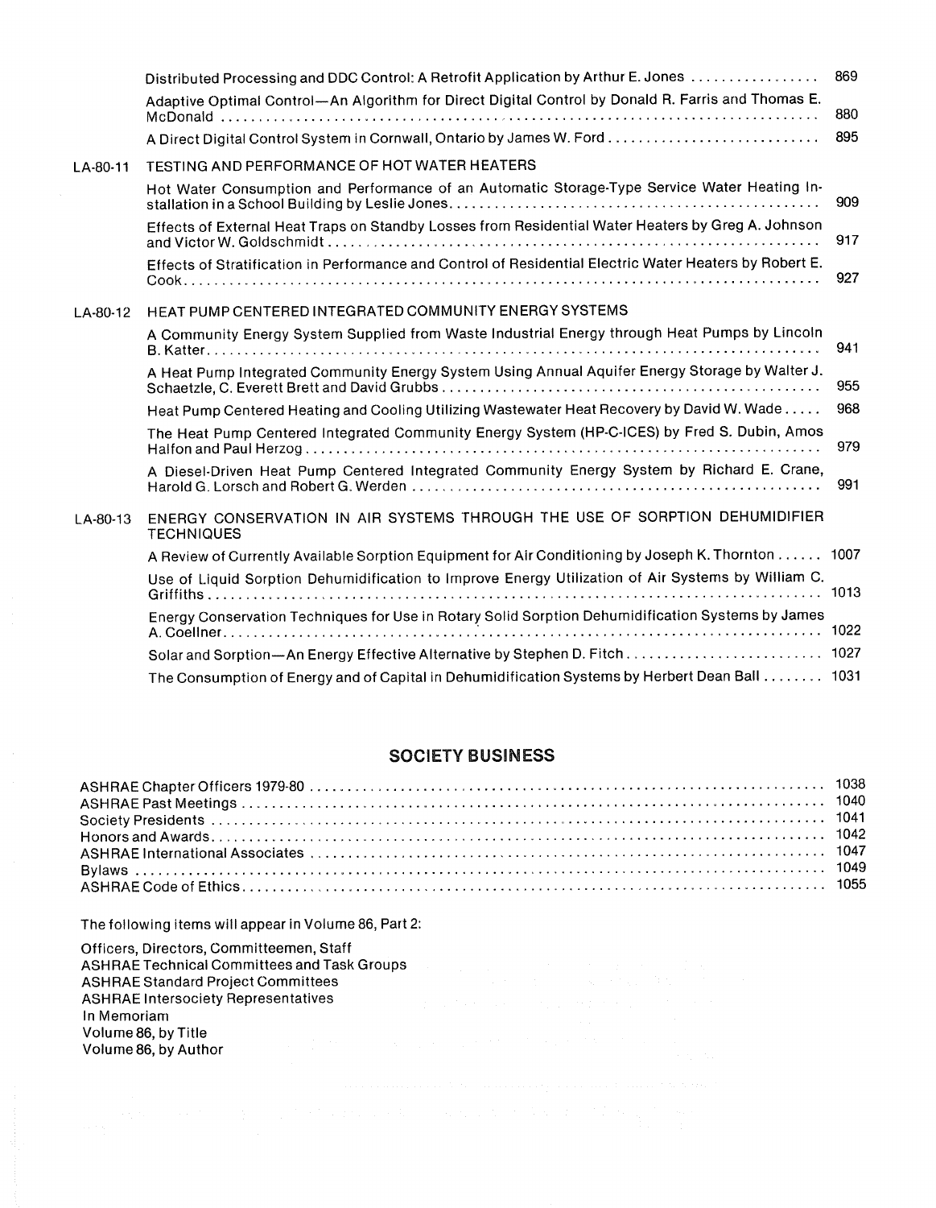Distributed Processing and DDC Control: A Retrofit Application by Arthur E. Jones ................. 869

Adaptive Optimal Control—An Algorithm for Direct Digital Control by Donald R. Farris and Thomas E. McDonald ........................................................................................................ 880

A Direct Digital Control System in Cornwall, Ontario by James W. Ford ........................... 895

LA-80-11 TESTING AND PERFORMANCE OF HOT WATER HEATERS

Hot Water Consumption and Performance of an Automatic Storage-Type Service Water Heating Installation in a School Building by Leslie Jones ................................................................ 909

Effects of External Heat Traps on Standby Losses from Residential Water Heaters by Greg A. Johnson and Victor W. Goldschmidt ................................................................................ 917

Effects of Stratification in Performance and Control of Residential Electric Water Heaters by Robert E. Cook ............................................................................................................ 927

LA-80-12 HEAT PUMP CENTERED INTEGRATED COMMUNITY ENERGY SYSTEMS

A Community Energy System Supplied from Waste Industrial Energy through Heat Pumps by Lincoln B. Katter ........................................................................................................ 941

A Heat Pump Integrated Community Energy System Using Annual Aquifer Energy Storage by Walter J. Schaetzle, C. Everett Brett and David Grubbs .................................................................. 955

Heat Pump Centered Heating and Cooling Utilizing Wastewater Heat Recovery by David W. Wade ..... 968

The Heat Pump Centered Integrated Community Energy System (HP-C-ICES) by Fred S. Dubin, Amos Halfon and Paul Herzog .................................................................................... 979

A Diesel-Driven Heat Pump Centered Integrated Community Energy System by Richard E. Crane, Harold G. Lorsch and Robert G. Werden ..................................................................... 991

LA-80-13 ENERGY CONSERVATION IN AIR SYSTEMS THROUGH THE USE OF SORPTION DEHUMIDIFIER TECHNIQUES

A Review of Currently Available Sorption Equipment for Air Conditioning by Joseph K. Thornton ...... 1007

Use of Liquid Sorption Dehumidification to Improve Energy Utilization of Air Systems by William C. Griffiths ........................................................................................................ 1013

Energy Conservation Techniques for Use in Rotary Solid Sorption Dehumidification Systems by James A. Coellner ........................................................................................................ 1022

Solar and Sorption—An Energy Effective Alternative by Stephen D. Fitch .......................... 1027

The Consumption of Energy and of Capital in Dehumidification Systems by Herbert Dean Ball ........ 1031

## SOCIETY BUSINESS

ASHRAE Chapter Officers 1979-80 ........................................................................ 1038
ASHRAE Past Meetings ........................................................................................ 1040
Society Presidents .............................................................................................. 1041
Honors and Awards ............................................................................................ 1042
ASHRAE International Associates ........................................................................ 1047
Bylaws ................................................................................................................ 1049
ASHRAE Code of Ethics ...................................................................................... 1055

The following items will appear in Volume 86, Part 2:

Officers, Directors, Committeemen, Staff
ASHRAE Technical Committees and Task Groups
ASHRAE Standard Project Committees
ASHRAE Intersociety Representatives
In Memoriam
Volume 86, by Title
Volume 86, by Author